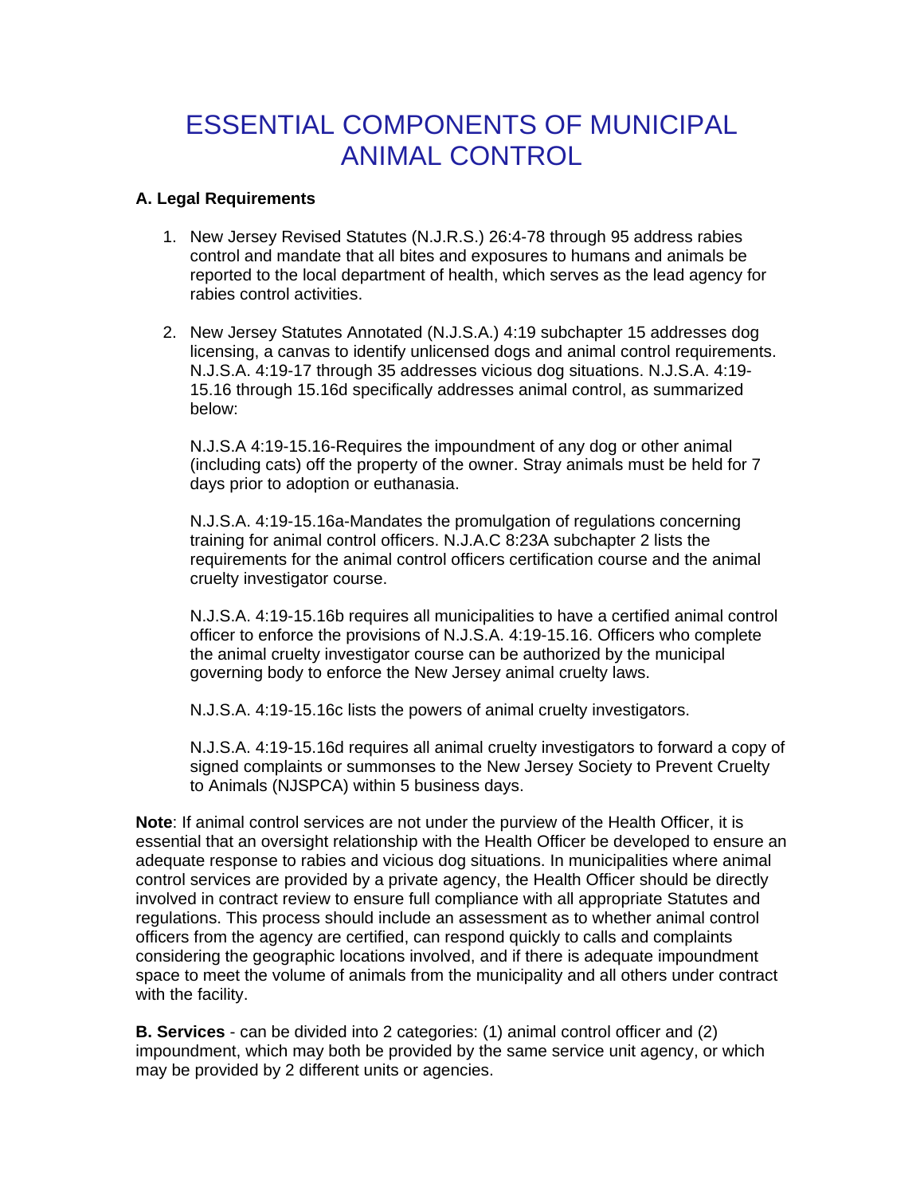# ESSENTIAL COMPONENTS OF MUNICIPAL ANIMAL CONTROL

**A. Legal Requirements**

1. New Jersey Revised Statutes (N.J.R.S.) 26:4-78 through 95 address rabies control and mandate that all bites and exposures to humans and animals be reported to the local department of health, which serves as the lead agency for rabies control activities.

2. New Jersey Statutes Annotated (N.J.S.A.) 4:19 subchapter 15 addresses dog licensing, a canvas to identify unlicensed dogs and animal control requirements. N.J.S.A. 4:19-17 through 35 addresses vicious dog situations. N.J.S.A. 4:19-15.16 through 15.16d specifically addresses animal control, as summarized below:

   N.J.S.A 4:19-15.16-Requires the impoundment of any dog or other animal (including cats) off the property of the owner. Stray animals must be held for 7 days prior to adoption or euthanasia.

   N.J.S.A. 4:19-15.16a-Mandates the promulgation of regulations concerning training for animal control officers. N.J.A.C 8:23A subchapter 2 lists the requirements for the animal control officers certification course and the animal cruelty investigator course.

   N.J.S.A. 4:19-15.16b requires all municipalities to have a certified animal control officer to enforce the provisions of N.J.S.A. 4:19-15.16. Officers who complete the animal cruelty investigator course can be authorized by the municipal governing body to enforce the New Jersey animal cruelty laws.

   N.J.S.A. 4:19-15.16c lists the powers of animal cruelty investigators.

   N.J.S.A. 4:19-15.16d requires all animal cruelty investigators to forward a copy of signed complaints or summonses to the New Jersey Society to Prevent Cruelty to Animals (NJSPCA) within 5 business days.

**Note**: If animal control services are not under the purview of the Health Officer, it is essential that an oversight relationship with the Health Officer be developed to ensure an adequate response to rabies and vicious dog situations. In municipalities where animal control services are provided by a private agency, the Health Officer should be directly involved in contract review to ensure full compliance with all appropriate Statutes and regulations. This process should include an assessment as to whether animal control officers from the agency are certified, can respond quickly to calls and complaints considering the geographic locations involved, and if there is adequate impoundment space to meet the volume of animals from the municipality and all others under contract with the facility.

**B. Services** - can be divided into 2 categories: (1) animal control officer and (2) impoundment, which may both be provided by the same service unit agency, or which may be provided by 2 different units or agencies.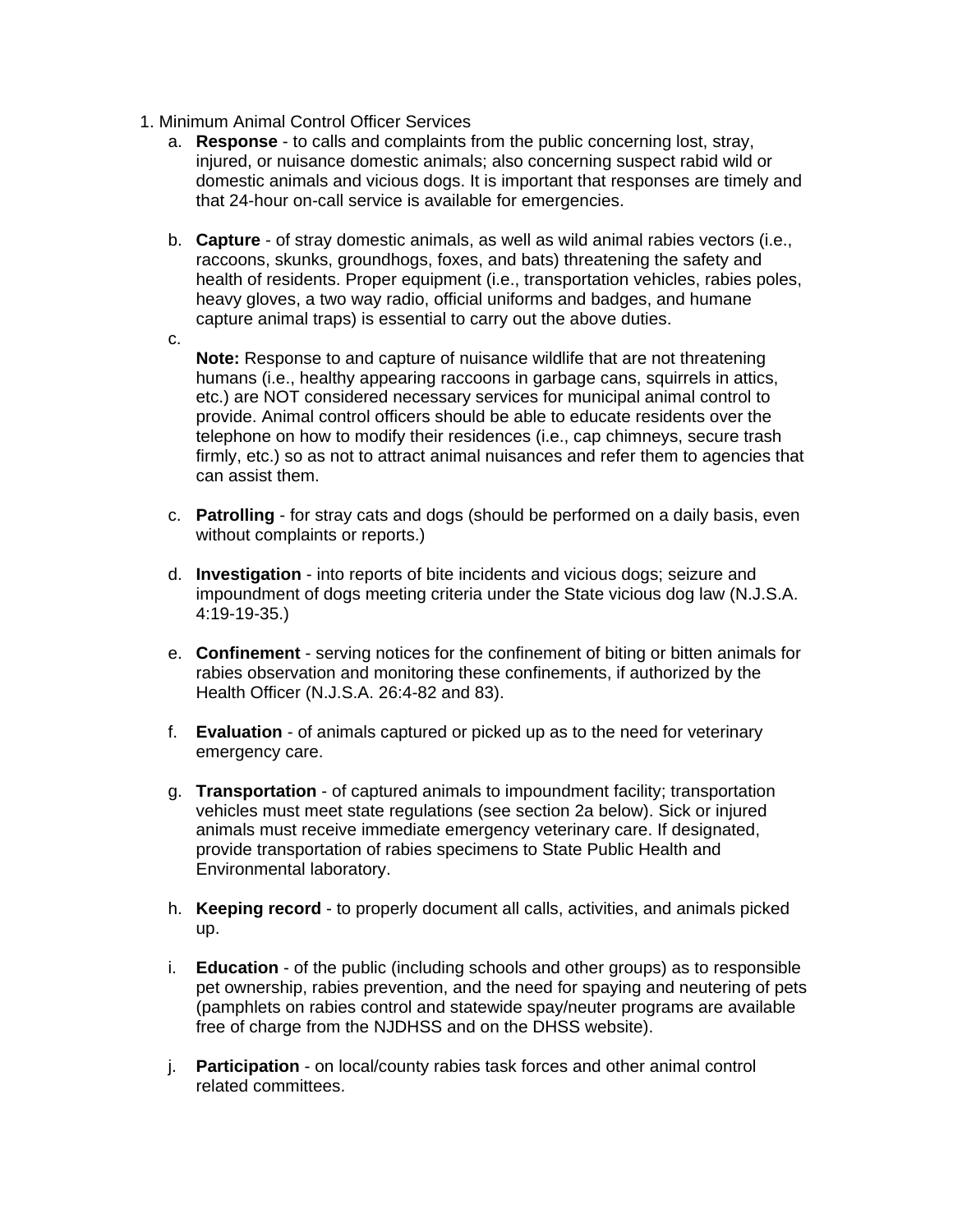1. Minimum Animal Control Officer Services
   a. **Response** - to calls and complaints from the public concerning lost, stray, injured, or nuisance domestic animals; also concerning suspect rabid wild or domestic animals and vicious dogs. It is important that responses are timely and that 24-hour on-call service is available for emergencies.

   b. **Capture** - of stray domestic animals, as well as wild animal rabies vectors (i.e., raccoons, skunks, groundhogs, foxes, and bats) threatening the safety and health of residents. Proper equipment (i.e., transportation vehicles, rabies poles, heavy gloves, a two way radio, official uniforms and badges, and humane capture animal traps) is essential to carry out the above duties.

   c.

      **Note:** Response to and capture of nuisance wildlife that are not threatening humans (i.e., healthy appearing raccoons in garbage cans, squirrels in attics, etc.) are NOT considered necessary services for municipal animal control to provide. Animal control officers should be able to educate residents over the telephone on how to modify their residences (i.e., cap chimneys, secure trash firmly, etc.) so as not to attract animal nuisances and refer them to agencies that can assist them.

   c. **Patrolling** - for stray cats and dogs (should be performed on a daily basis, even without complaints or reports.)

   d. **Investigation** - into reports of bite incidents and vicious dogs; seizure and impoundment of dogs meeting criteria under the State vicious dog law (N.J.S.A. 4:19-19-35.)

   e. **Confinement** - serving notices for the confinement of biting or bitten animals for rabies observation and monitoring these confinements, if authorized by the Health Officer (N.J.S.A. 26:4-82 and 83).

   f. **Evaluation** - of animals captured or picked up as to the need for veterinary emergency care.

   g. **Transportation** - of captured animals to impoundment facility; transportation vehicles must meet state regulations (see section 2a below). Sick or injured animals must receive immediate emergency veterinary care. If designated, provide transportation of rabies specimens to State Public Health and Environmental laboratory.

   h. **Keeping record** - to properly document all calls, activities, and animals picked up.

   i. **Education** - of the public (including schools and other groups) as to responsible pet ownership, rabies prevention, and the need for spaying and neutering of pets (pamphlets on rabies control and statewide spay/neuter programs are available free of charge from the NJDHSS and on the DHSS website).

   j. **Participation** - on local/county rabies task forces and other animal control related committees.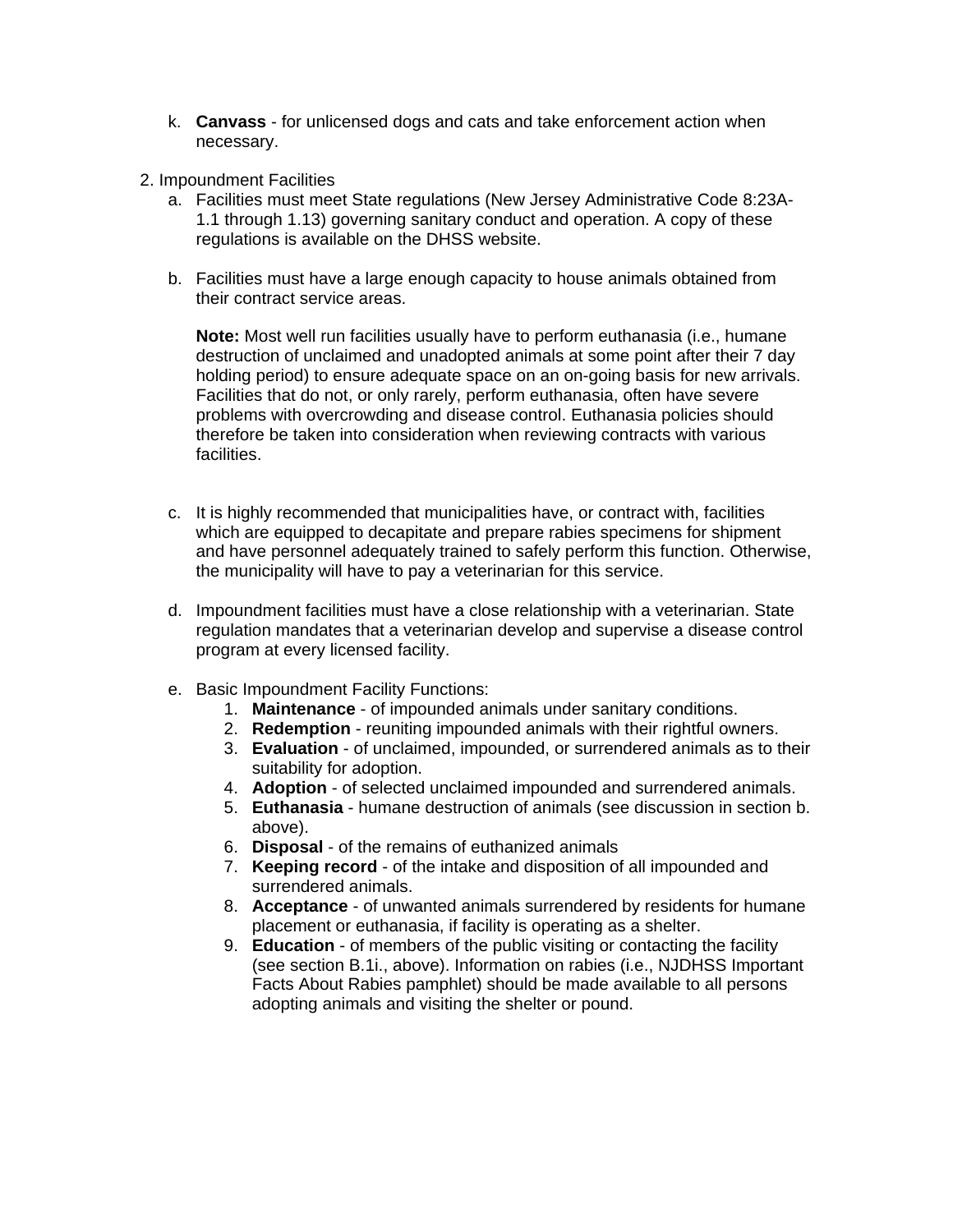k. **Canvass** - for unlicensed dogs and cats and take enforcement action when necessary.

2. Impoundment Facilities

   a. Facilities must meet State regulations (New Jersey Administrative Code 8:23A-1.1 through 1.13) governing sanitary conduct and operation. A copy of these regulations is available on the DHSS website.

   b. Facilities must have a large enough capacity to house animals obtained from their contract service areas.

      **Note:** Most well run facilities usually have to perform euthanasia (i.e., humane destruction of unclaimed and unadopted animals at some point after their 7 day holding period) to ensure adequate space on an on-going basis for new arrivals. Facilities that do not, or only rarely, perform euthanasia, often have severe problems with overcrowding and disease control. Euthanasia policies should therefore be taken into consideration when reviewing contracts with various facilities.

   c. It is highly recommended that municipalities have, or contract with, facilities which are equipped to decapitate and prepare rabies specimens for shipment and have personnel adequately trained to safely perform this function. Otherwise, the municipality will have to pay a veterinarian for this service.

   d. Impoundment facilities must have a close relationship with a veterinarian. State regulation mandates that a veterinarian develop and supervise a disease control program at every licensed facility.

   e. Basic Impoundment Facility Functions:
      1. **Maintenance** - of impounded animals under sanitary conditions.
      2. **Redemption** - reuniting impounded animals with their rightful owners.
      3. **Evaluation** - of unclaimed, impounded, or surrendered animals as to their suitability for adoption.
      4. **Adoption** - of selected unclaimed impounded and surrendered animals.
      5. **Euthanasia** - humane destruction of animals (see discussion in section b. above).
      6. **Disposal** - of the remains of euthanized animals
      7. **Keeping record** - of the intake and disposition of all impounded and surrendered animals.
      8. **Acceptance** - of unwanted animals surrendered by residents for humane placement or euthanasia, if facility is operating as a shelter.
      9. **Education** - of members of the public visiting or contacting the facility (see section B.1i., above). Information on rabies (i.e., NJDHSS Important Facts About Rabies pamphlet) should be made available to all persons adopting animals and visiting the shelter or pound.